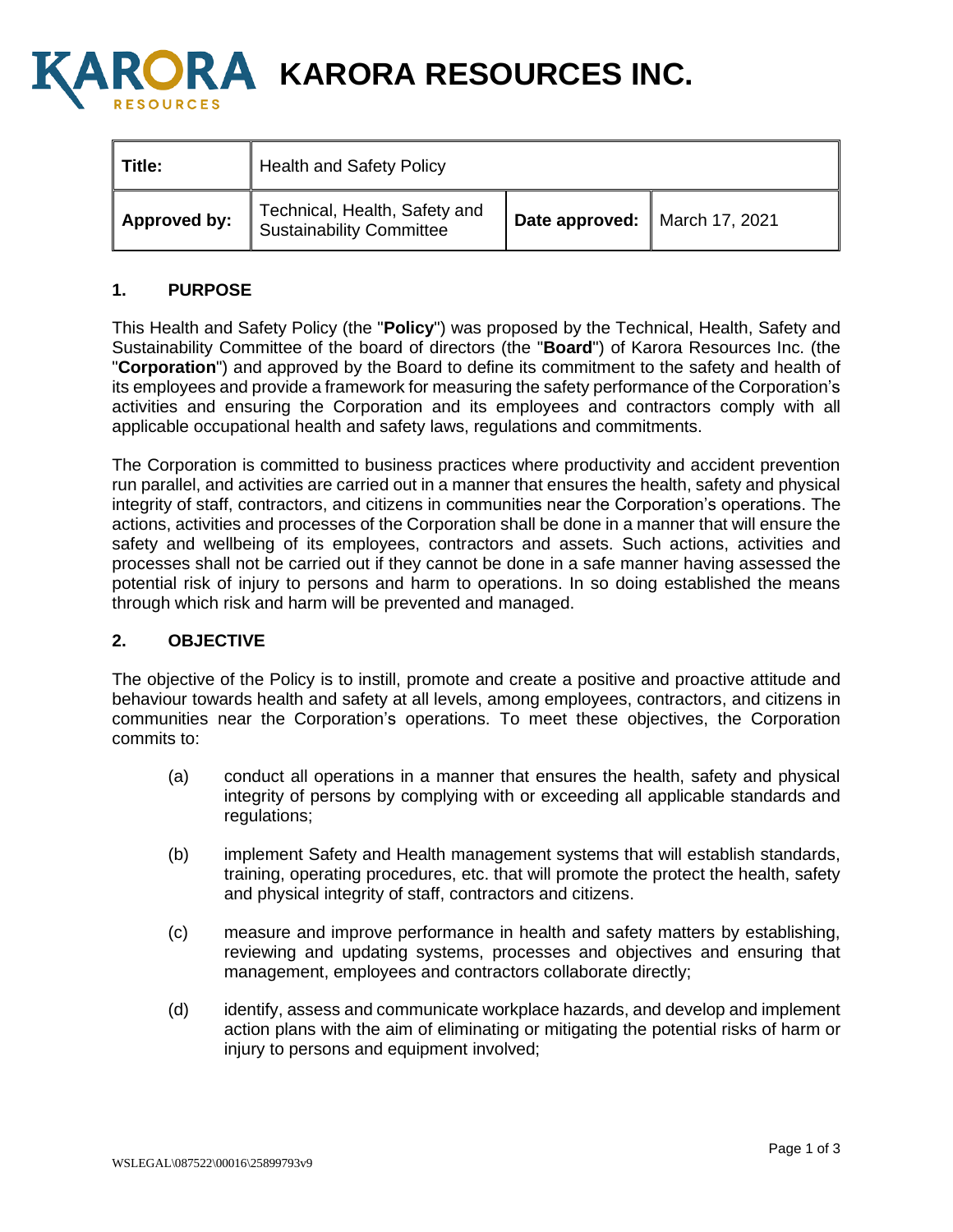# KARORA RESOURCES INC.

| Title: | Health and Safety Policy | | |
| --- | --- | --- | --- |
| Approved by: | Technical, Health, Safety and Sustainability Committee | Date approved: | March 17, 2021 |

## 1. PURPOSE

This Health and Safety Policy (the "**Policy**") was proposed by the Technical, Health, Safety and Sustainability Committee of the board of directors (the "**Board**") of Karora Resources Inc. (the "**Corporation**") and approved by the Board to define its commitment to the safety and health of its employees and provide a framework for measuring the safety performance of the Corporation's activities and ensuring the Corporation and its employees and contractors comply with all applicable occupational health and safety laws, regulations and commitments.

The Corporation is committed to business practices where productivity and accident prevention run parallel, and activities are carried out in a manner that ensures the health, safety and physical integrity of staff, contractors, and citizens in communities near the Corporation's operations. The actions, activities and processes of the Corporation shall be done in a manner that will ensure the safety and wellbeing of its employees, contractors and assets. Such actions, activities and processes shall not be carried out if they cannot be done in a safe manner having assessed the potential risk of injury to persons and harm to operations. In so doing established the means through which risk and harm will be prevented and managed.

## 2. OBJECTIVE

The objective of the Policy is to instill, promote and create a positive and proactive attitude and behaviour towards health and safety at all levels, among employees, contractors, and citizens in communities near the Corporation's operations. To meet these objectives, the Corporation commits to:

(a) conduct all operations in a manner that ensures the health, safety and physical integrity of persons by complying with or exceeding all applicable standards and regulations;

(b) implement Safety and Health management systems that will establish standards, training, operating procedures, etc. that will promote the protect the health, safety and physical integrity of staff, contractors and citizens.

(c) measure and improve performance in health and safety matters by establishing, reviewing and updating systems, processes and objectives and ensuring that management, employees and contractors collaborate directly;

(d) identify, assess and communicate workplace hazards, and develop and implement action plans with the aim of eliminating or mitigating the potential risks of harm or injury to persons and equipment involved;

WSLEGAL\087522\00016\25899793v9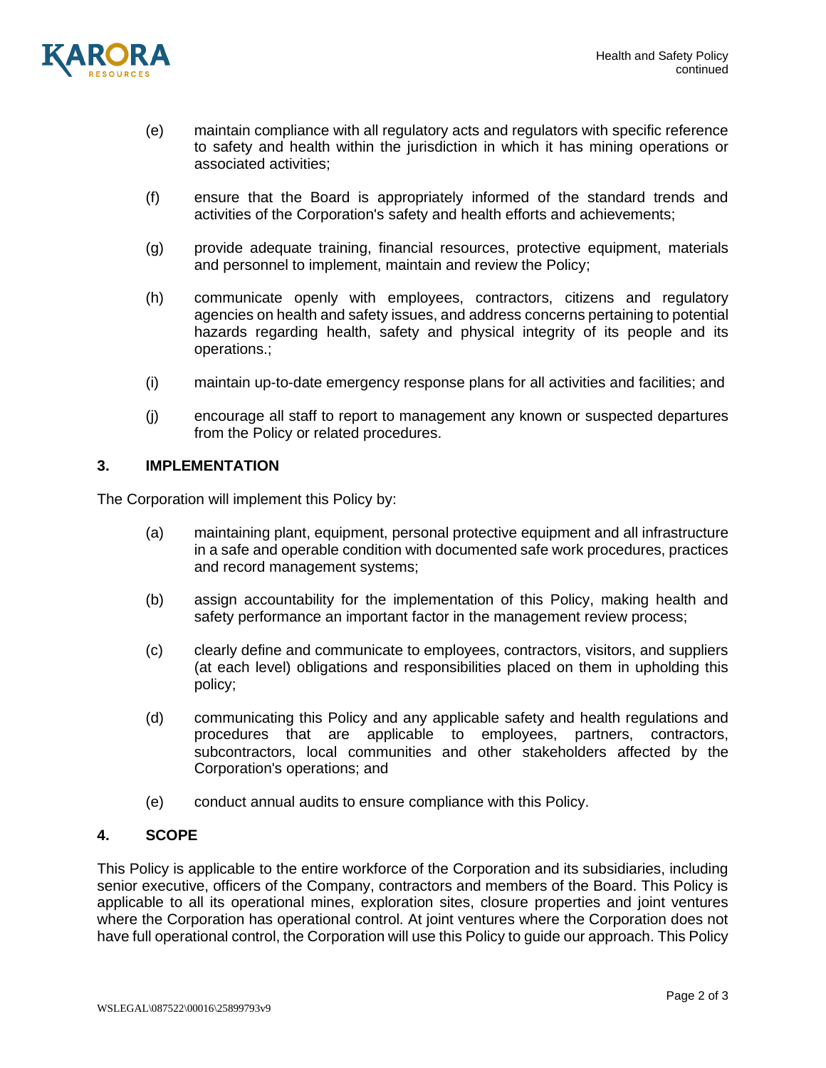(e) maintain compliance with all regulatory acts and regulators with specific reference to safety and health within the jurisdiction in which it has mining operations or associated activities;

(f) ensure that the Board is appropriately informed of the standard trends and activities of the Corporation's safety and health efforts and achievements;

(g) provide adequate training, financial resources, protective equipment, materials and personnel to implement, maintain and review the Policy;

(h) communicate openly with employees, contractors, citizens and regulatory agencies on health and safety issues, and address concerns pertaining to potential hazards regarding health, safety and physical integrity of its people and its operations.;

(i) maintain up-to-date emergency response plans for all activities and facilities; and

(j) encourage all staff to report to management any known or suspected departures from the Policy or related procedures.

## 3. IMPLEMENTATION

The Corporation will implement this Policy by:

(a) maintaining plant, equipment, personal protective equipment and all infrastructure in a safe and operable condition with documented safe work procedures, practices and record management systems;

(b) assign accountability for the implementation of this Policy, making health and safety performance an important factor in the management review process;

(c) clearly define and communicate to employees, contractors, visitors, and suppliers (at each level) obligations and responsibilities placed on them in upholding this policy;

(d) communicating this Policy and any applicable safety and health regulations and procedures that are applicable to employees, partners, contractors, subcontractors, local communities and other stakeholders affected by the Corporation's operations; and

(e) conduct annual audits to ensure compliance with this Policy.

## 4. SCOPE

This Policy is applicable to the entire workforce of the Corporation and its subsidiaries, including senior executive, officers of the Company, contractors and members of the Board. This Policy is applicable to all its operational mines, exploration sites, closure properties and joint ventures where the Corporation has operational control. At joint ventures where the Corporation does not have full operational control, the Corporation will use this Policy to guide our approach. This Policy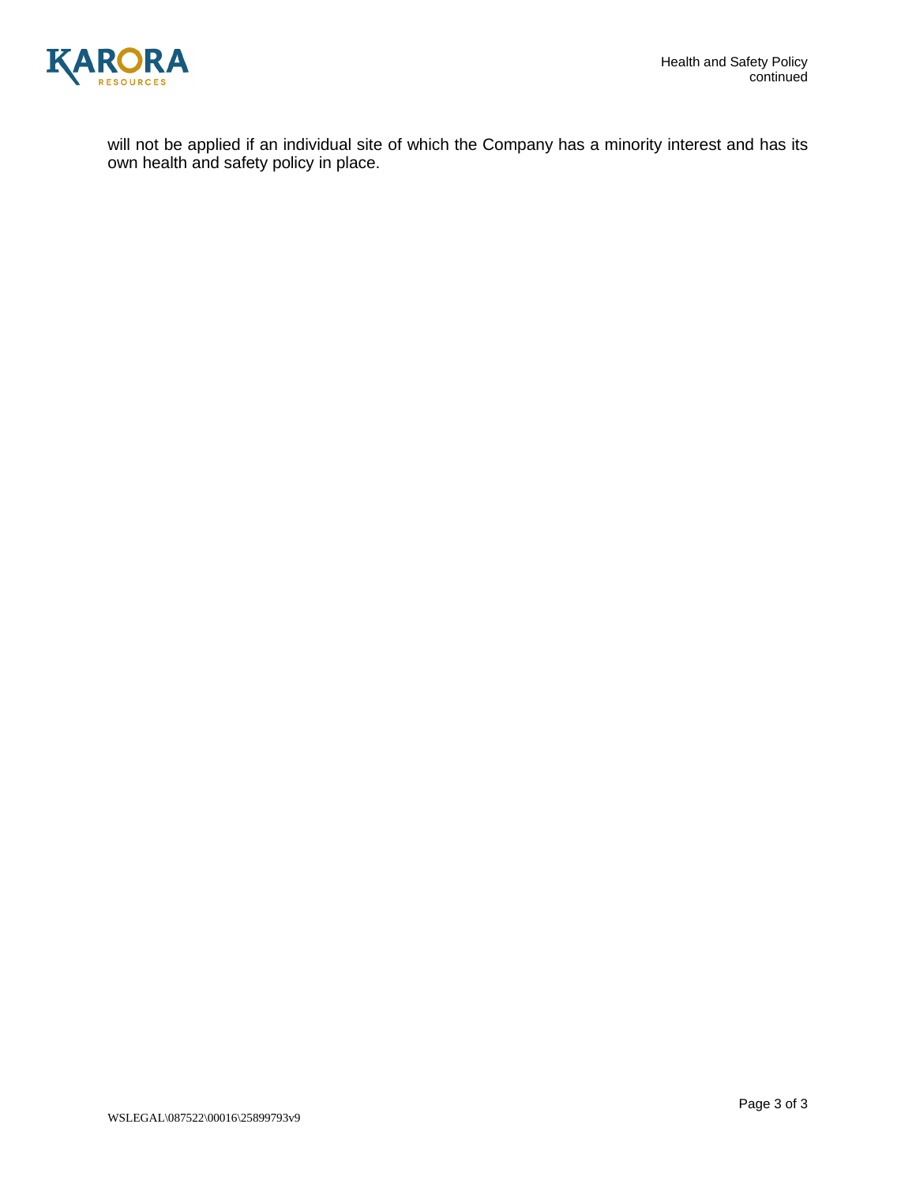will not be applied if an individual site of which the Company has a minority interest and has its own health and safety policy in place.

WSLEGAL\087522\00016\25899793v9